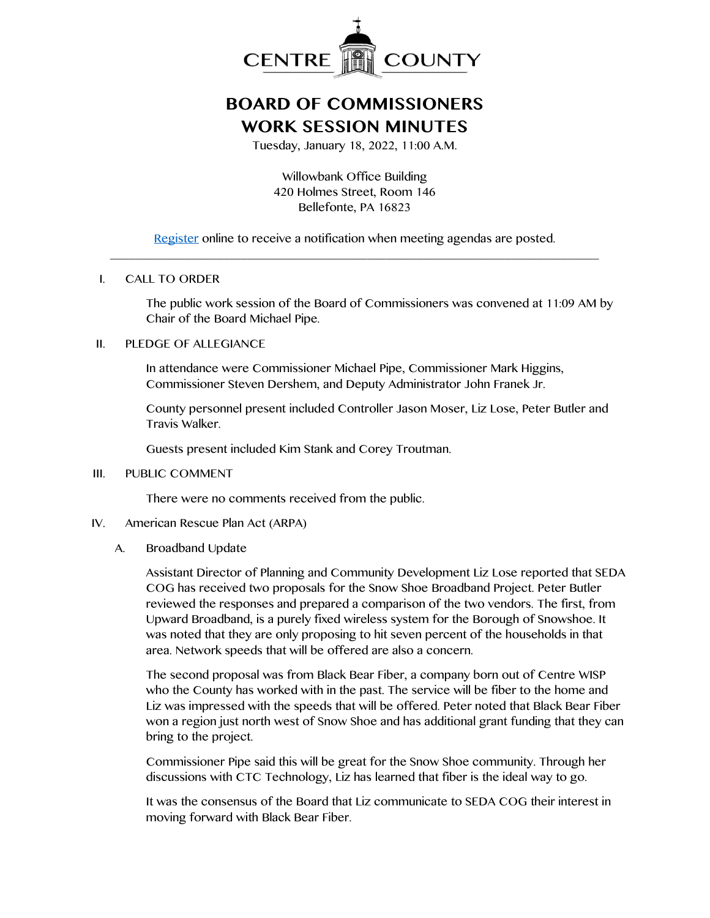CENTRE COUNTY

# BOARD OF COMMISSIONERS
# WORK SESSION MINUTES

Tuesday, January 18, 2022, 11:00 A.M.

Willowbank Office Building
420 Holmes Street, Room 146
Bellefonte, PA 16823

[Register](#) online to receive a notification when meeting agendas are posted.

---

I. CALL TO ORDER

The public work session of the Board of Commissioners was convened at 11:09 AM by Chair of the Board Michael Pipe.

II. PLEDGE OF ALLEGIANCE

In attendance were Commissioner Michael Pipe, Commissioner Mark Higgins, Commissioner Steven Dershem, and Deputy Administrator John Franek Jr.

County personnel present included Controller Jason Moser, Liz Lose, Peter Butler and Travis Walker.

Guests present included Kim Stank and Corey Troutman.

III. PUBLIC COMMENT

There were no comments received from the public.

IV. American Rescue Plan Act (ARPA)

A. Broadband Update

Assistant Director of Planning and Community Development Liz Lose reported that SEDA COG has received two proposals for the Snow Shoe Broadband Project. Peter Butler reviewed the responses and prepared a comparison of the two vendors. The first, from Upward Broadband, is a purely fixed wireless system for the Borough of Snowshoe. It was noted that they are only proposing to hit seven percent of the households in that area. Network speeds that will be offered are also a concern.

The second proposal was from Black Bear Fiber, a company born out of Centre WISP who the County has worked with in the past. The service will be fiber to the home and Liz was impressed with the speeds that will be offered. Peter noted that Black Bear Fiber won a region just north west of Snow Shoe and has additional grant funding that they can bring to the project.

Commissioner Pipe said this will be great for the Snow Shoe community. Through her discussions with CTC Technology, Liz has learned that fiber is the ideal way to go.

It was the consensus of the Board that Liz communicate to SEDA COG their interest in moving forward with Black Bear Fiber.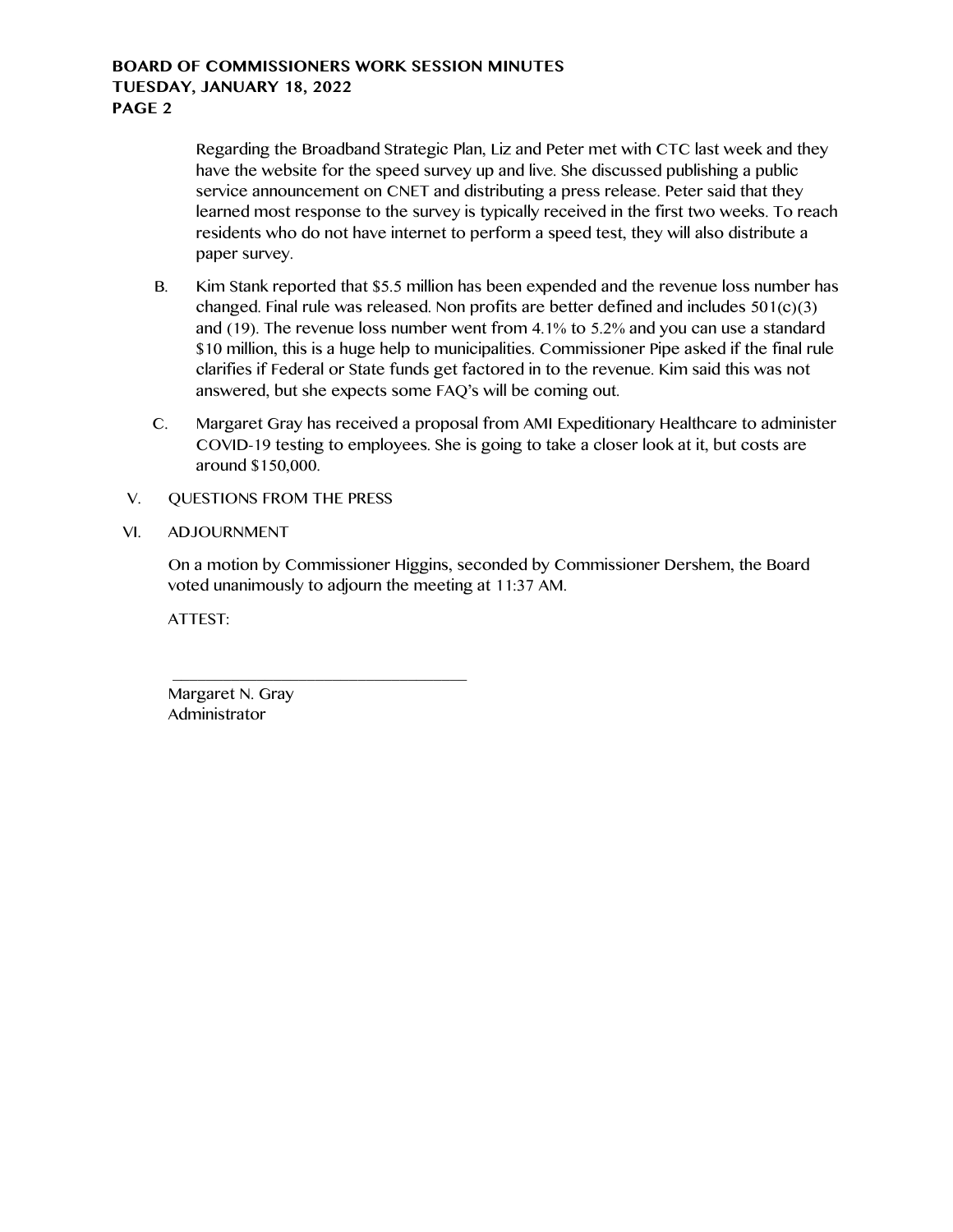Regarding the Broadband Strategic Plan, Liz and Peter met with CTC last week and they have the website for the speed survey up and live. She discussed publishing a public service announcement on CNET and distributing a press release. Peter said that they learned most response to the survey is typically received in the first two weeks. To reach residents who do not have internet to perform a speed test, they will also distribute a paper survey.

B. Kim Stank reported that $5.5 million has been expended and the revenue loss number has changed. Final rule was released. Non profits are better defined and includes 501(c)(3) and (19). The revenue loss number went from 4.1% to 5.2% and you can use a standard $10 million, this is a huge help to municipalities. Commissioner Pipe asked if the final rule clarifies if Federal or State funds get factored in to the revenue. Kim said this was not answered, but she expects some FAQ's will be coming out.

C. Margaret Gray has received a proposal from AMI Expeditionary Healthcare to administer COVID-19 testing to employees. She is going to take a closer look at it, but costs are around $150,000.

V. QUESTIONS FROM THE PRESS

VI. ADJOURNMENT

On a motion by Commissioner Higgins, seconded by Commissioner Dershem, the Board voted unanimously to adjourn the meeting at 11:37 AM.

ATTEST:

\_\_\_\_\_\_\_\_\_\_\_\_\_\_\_\_\_\_\_\_\_\_\_\_\_\_\_\_\_\_\_\_\_\_\_\_

Margaret N. Gray
Administrator